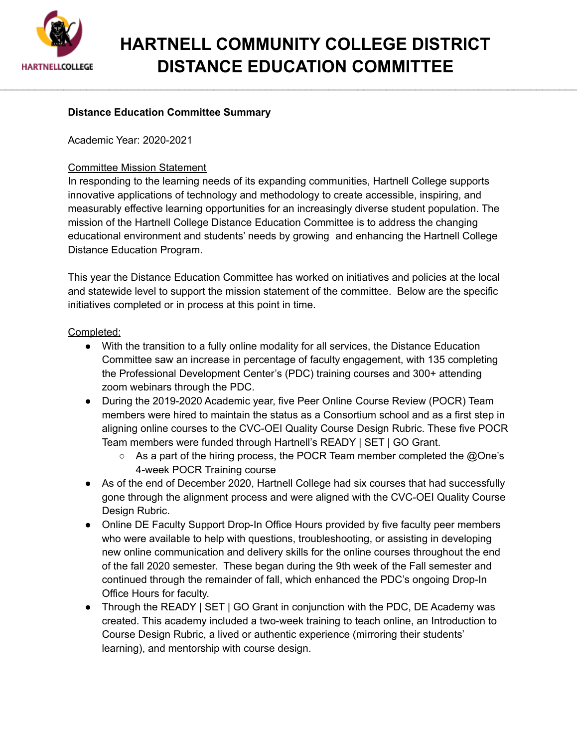# HARTNELL COMMUNITY COLLEGE DISTRICT
# DISTANCE EDUCATION COMMITTEE

**Distance Education Committee Summary**

Academic Year: 2020-2021

<u>Committee Mission Statement</u>

In responding to the learning needs of its expanding communities, Hartnell College supports innovative applications of technology and methodology to create accessible, inspiring, and measurably effective learning opportunities for an increasingly diverse student population. The mission of the Hartnell College Distance Education Committee is to address the changing educational environment and students' needs by growing and enhancing the Hartnell College Distance Education Program.

This year the Distance Education Committee has worked on initiatives and policies at the local and statewide level to support the mission statement of the committee. Below are the specific initiatives completed or in process at this point in time.

<u>Completed:</u>

- With the transition to a fully online modality for all services, the Distance Education Committee saw an increase in percentage of faculty engagement, with 135 completing the Professional Development Center's (PDC) training courses and 300+ attending zoom webinars through the PDC.
- During the 2019-2020 Academic year, five Peer Online Course Review (POCR) Team members were hired to maintain the status as a Consortium school and as a first step in aligning online courses to the CVC-OEI Quality Course Design Rubric. These five POCR Team members were funded through Hartnell's READY | SET | GO Grant.
    - As a part of the hiring process, the POCR Team member completed the @One's 4-week POCR Training course
- As of the end of December 2020, Hartnell College had six courses that had successfully gone through the alignment process and were aligned with the CVC-OEI Quality Course Design Rubric.
- Online DE Faculty Support Drop-In Office Hours provided by five faculty peer members who were available to help with questions, troubleshooting, or assisting in developing new online communication and delivery skills for the online courses throughout the end of the fall 2020 semester. These began during the 9th week of the Fall semester and continued through the remainder of fall, which enhanced the PDC's ongoing Drop-In Office Hours for faculty.
- Through the READY | SET | GO Grant in conjunction with the PDC, DE Academy was created. This academy included a two-week training to teach online, an Introduction to Course Design Rubric, a lived or authentic experience (mirroring their students' learning), and mentorship with course design.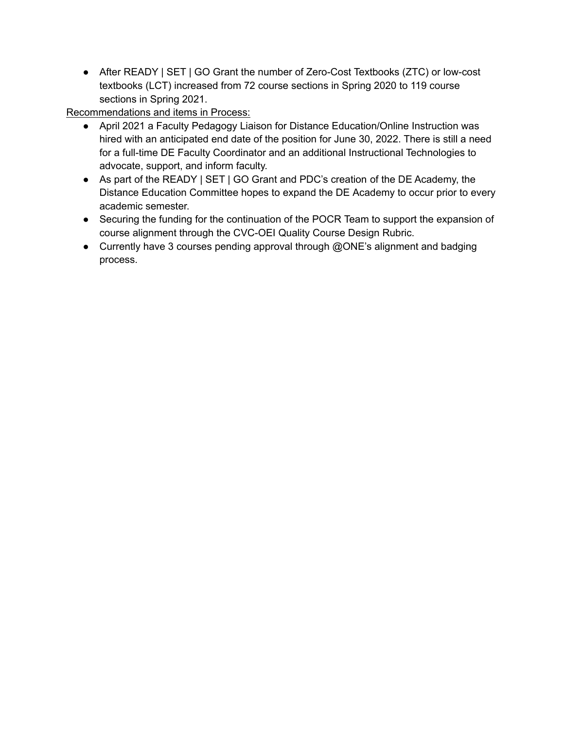- After READY | SET | GO Grant the number of Zero-Cost Textbooks (ZTC) or low-cost textbooks (LCT) increased from 72 course sections in Spring 2020 to 119 course sections in Spring 2021.

<u>Recommendations and items in Process:</u>

- April 2021 a Faculty Pedagogy Liaison for Distance Education/Online Instruction was hired with an anticipated end date of the position for June 30, 2022. There is still a need for a full-time DE Faculty Coordinator and an additional Instructional Technologies to advocate, support, and inform faculty.
- As part of the READY | SET | GO Grant and PDC's creation of the DE Academy, the Distance Education Committee hopes to expand the DE Academy to occur prior to every academic semester.
- Securing the funding for the continuation of the POCR Team to support the expansion of course alignment through the CVC-OEI Quality Course Design Rubric.
- Currently have 3 courses pending approval through @ONE's alignment and badging process.